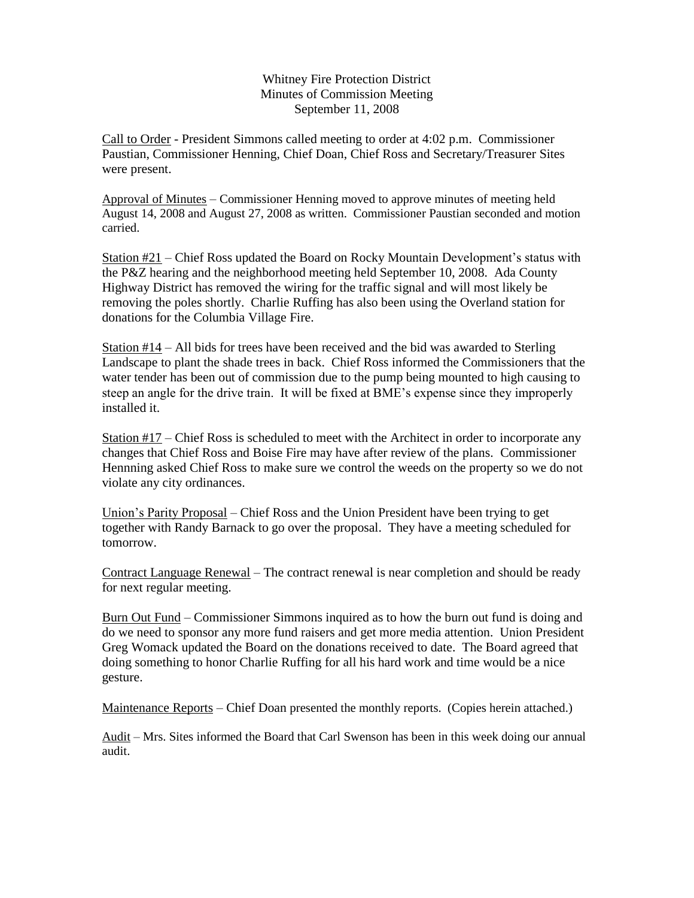Whitney Fire Protection District
Minutes of Commission Meeting
September 11, 2008

Call to Order - President Simmons called meeting to order at 4:02 p.m. Commissioner Paustian, Commissioner Henning, Chief Doan, Chief Ross and Secretary/Treasurer Sites were present.

Approval of Minutes – Commissioner Henning moved to approve minutes of meeting held August 14, 2008 and August 27, 2008 as written. Commissioner Paustian seconded and motion carried.

Station #21 – Chief Ross updated the Board on Rocky Mountain Development's status with the P&Z hearing and the neighborhood meeting held September 10, 2008. Ada County Highway District has removed the wiring for the traffic signal and will most likely be removing the poles shortly. Charlie Ruffing has also been using the Overland station for donations for the Columbia Village Fire.

Station #14 – All bids for trees have been received and the bid was awarded to Sterling Landscape to plant the shade trees in back. Chief Ross informed the Commissioners that the water tender has been out of commission due to the pump being mounted to high causing to steep an angle for the drive train. It will be fixed at BME's expense since they improperly installed it.

Station #17 – Chief Ross is scheduled to meet with the Architect in order to incorporate any changes that Chief Ross and Boise Fire may have after review of the plans. Commissioner Hennning asked Chief Ross to make sure we control the weeds on the property so we do not violate any city ordinances.

Union's Parity Proposal – Chief Ross and the Union President have been trying to get together with Randy Barnack to go over the proposal. They have a meeting scheduled for tomorrow.

Contract Language Renewal – The contract renewal is near completion and should be ready for next regular meeting.

Burn Out Fund – Commissioner Simmons inquired as to how the burn out fund is doing and do we need to sponsor any more fund raisers and get more media attention. Union President Greg Womack updated the Board on the donations received to date. The Board agreed that doing something to honor Charlie Ruffing for all his hard work and time would be a nice gesture.

Maintenance Reports – Chief Doan presented the monthly reports. (Copies herein attached.)

Audit – Mrs. Sites informed the Board that Carl Swenson has been in this week doing our annual audit.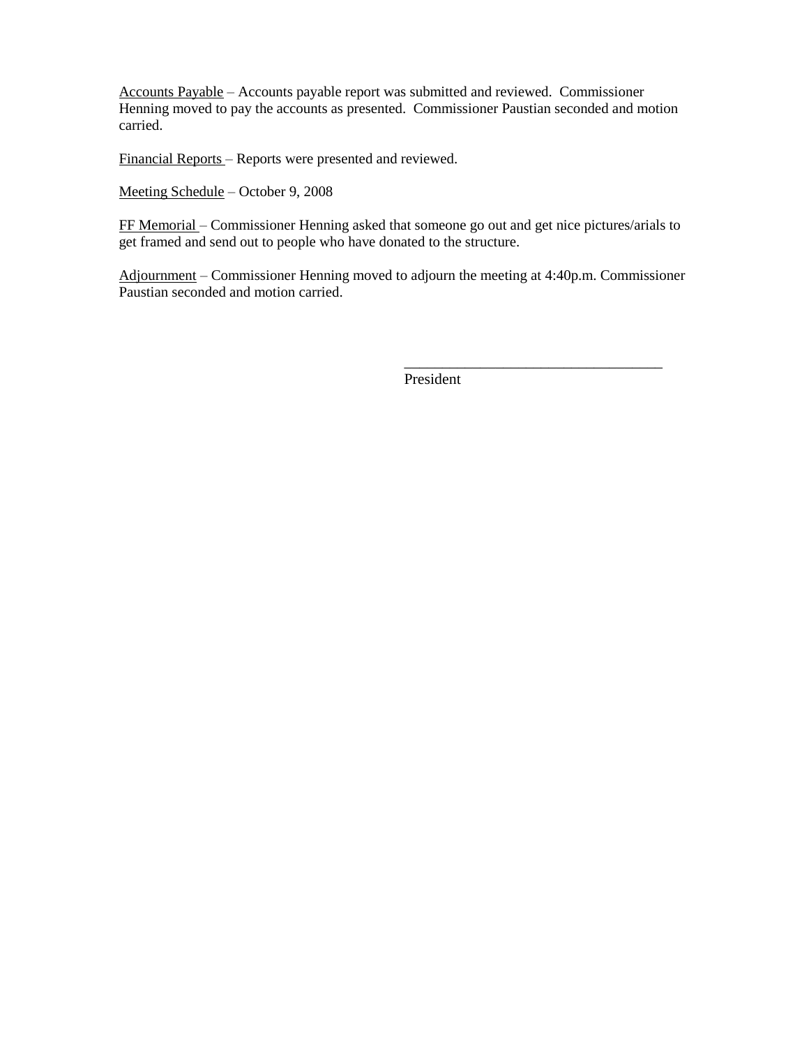Accounts Payable – Accounts payable report was submitted and reviewed. Commissioner Henning moved to pay the accounts as presented. Commissioner Paustian seconded and motion carried.

Financial Reports – Reports were presented and reviewed.

Meeting Schedule – October 9, 2008

FF Memorial – Commissioner Henning asked that someone go out and get nice pictures/arials to get framed and send out to people who have donated to the structure.

Adjournment – Commissioner Henning moved to adjourn the meeting at 4:40p.m. Commissioner Paustian seconded and motion carried.

\_\_\_\_\_\_\_\_\_\_\_\_\_\_\_\_\_\_\_\_\_\_\_\_\_\_\_\_\_\_\_\_\_\_\_

President